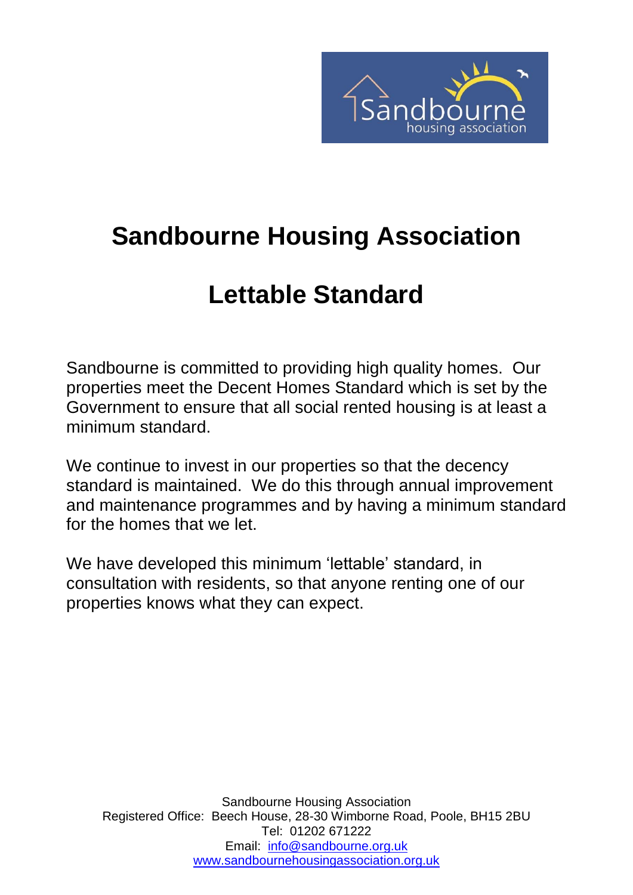# Sandbourne Housing Association

# Lettable Standard

Sandbourne is committed to providing high quality homes. Our properties meet the Decent Homes Standard which is set by the Government to ensure that all social rented housing is at least a minimum standard.

We continue to invest in our properties so that the decency standard is maintained. We do this through annual improvement and maintenance programmes and by having a minimum standard for the homes that we let.

We have developed this minimum 'lettable' standard, in consultation with residents, so that anyone renting one of our properties knows what they can expect.

Sandbourne Housing Association
Registered Office: Beech House, 28-30 Wimborne Road, Poole, BH15 2BU
Tel: 01202 671222
Email: info@sandbourne.org.uk
www.sandbournehousingassociation.org.uk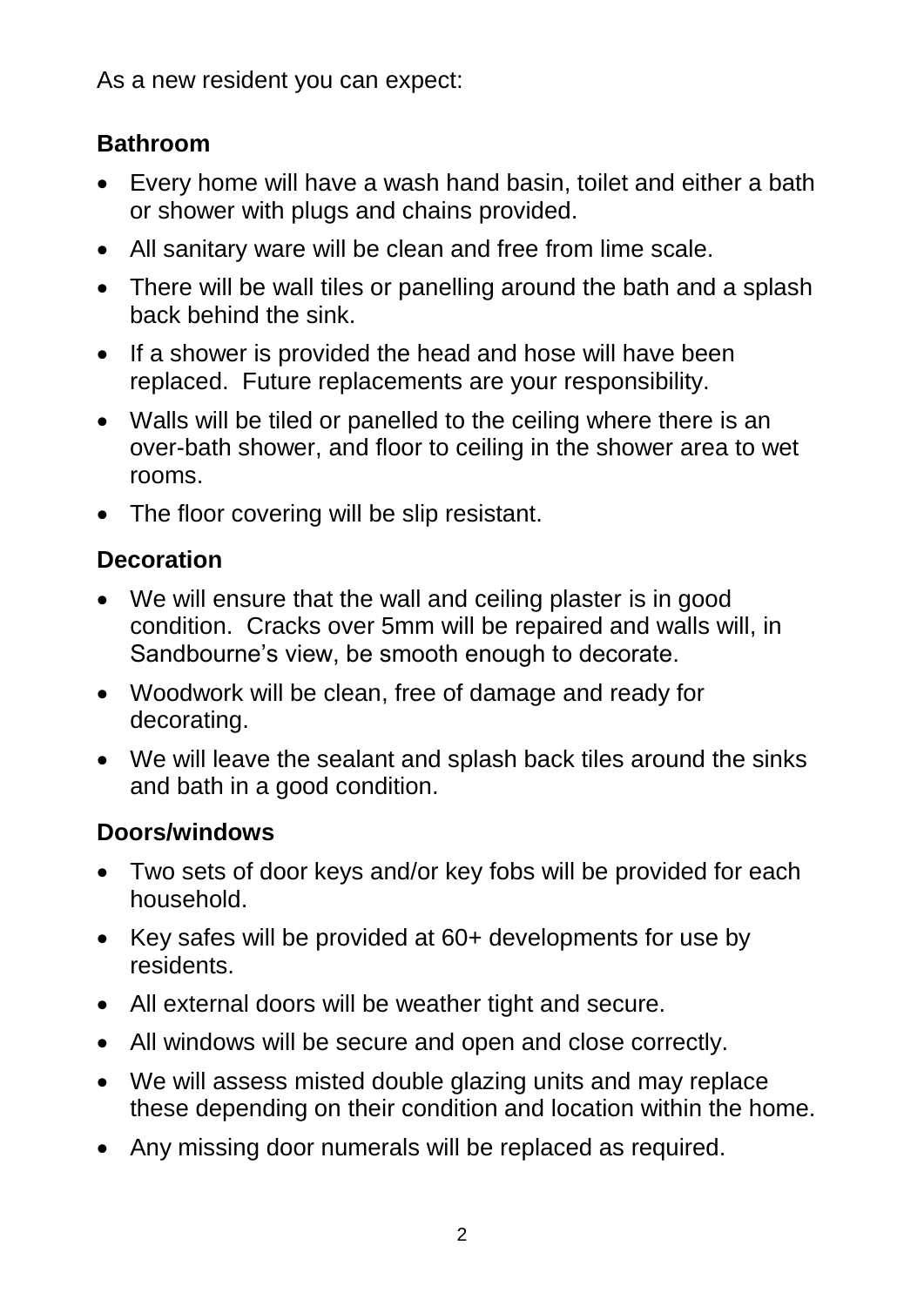As a new resident you can expect:

## Bathroom

- Every home will have a wash hand basin, toilet and either a bath or shower with plugs and chains provided.
- All sanitary ware will be clean and free from lime scale.
- There will be wall tiles or panelling around the bath and a splash back behind the sink.
- If a shower is provided the head and hose will have been replaced. Future replacements are your responsibility.
- Walls will be tiled or panelled to the ceiling where there is an over-bath shower, and floor to ceiling in the shower area to wet rooms.
- The floor covering will be slip resistant.

## Decoration

- We will ensure that the wall and ceiling plaster is in good condition. Cracks over 5mm will be repaired and walls will, in Sandbourne's view, be smooth enough to decorate.
- Woodwork will be clean, free of damage and ready for decorating.
- We will leave the sealant and splash back tiles around the sinks and bath in a good condition.

## Doors/windows

- Two sets of door keys and/or key fobs will be provided for each household.
- Key safes will be provided at 60+ developments for use by residents.
- All external doors will be weather tight and secure.
- All windows will be secure and open and close correctly.
- We will assess misted double glazing units and may replace these depending on their condition and location within the home.
- Any missing door numerals will be replaced as required.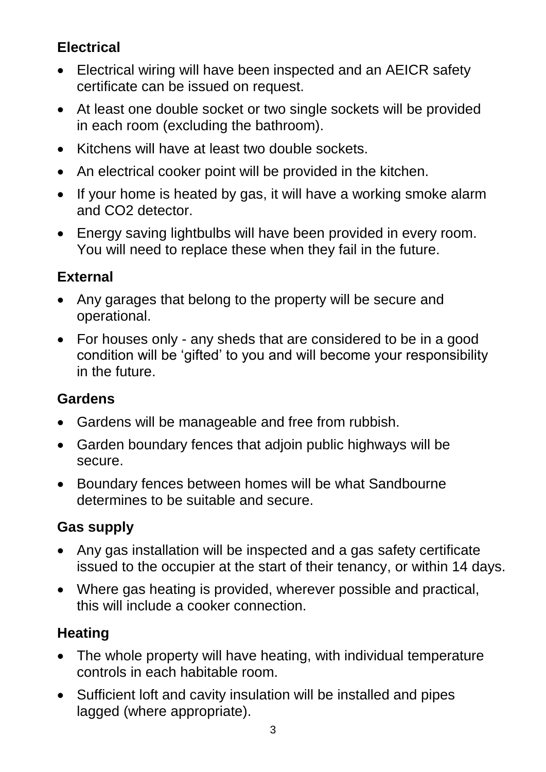## Electrical

- Electrical wiring will have been inspected and an AEICR safety certificate can be issued on request.
- At least one double socket or two single sockets will be provided in each room (excluding the bathroom).
- Kitchens will have at least two double sockets.
- An electrical cooker point will be provided in the kitchen.
- If your home is heated by gas, it will have a working smoke alarm and $CO_2$ detector.
- Energy saving lightbulbs will have been provided in every room. You will need to replace these when they fail in the future.

## External

- Any garages that belong to the property will be secure and operational.
- For houses only - any sheds that are considered to be in a good condition will be 'gifted' to you and will become your responsibility in the future.

## Gardens

- Gardens will be manageable and free from rubbish.
- Garden boundary fences that adjoin public highways will be secure.
- Boundary fences between homes will be what Sandbourne determines to be suitable and secure.

## Gas supply

- Any gas installation will be inspected and a gas safety certificate issued to the occupier at the start of their tenancy, or within 14 days.
- Where gas heating is provided, wherever possible and practical, this will include a cooker connection.

## Heating

- The whole property will have heating, with individual temperature controls in each habitable room.
- Sufficient loft and cavity insulation will be installed and pipes lagged (where appropriate).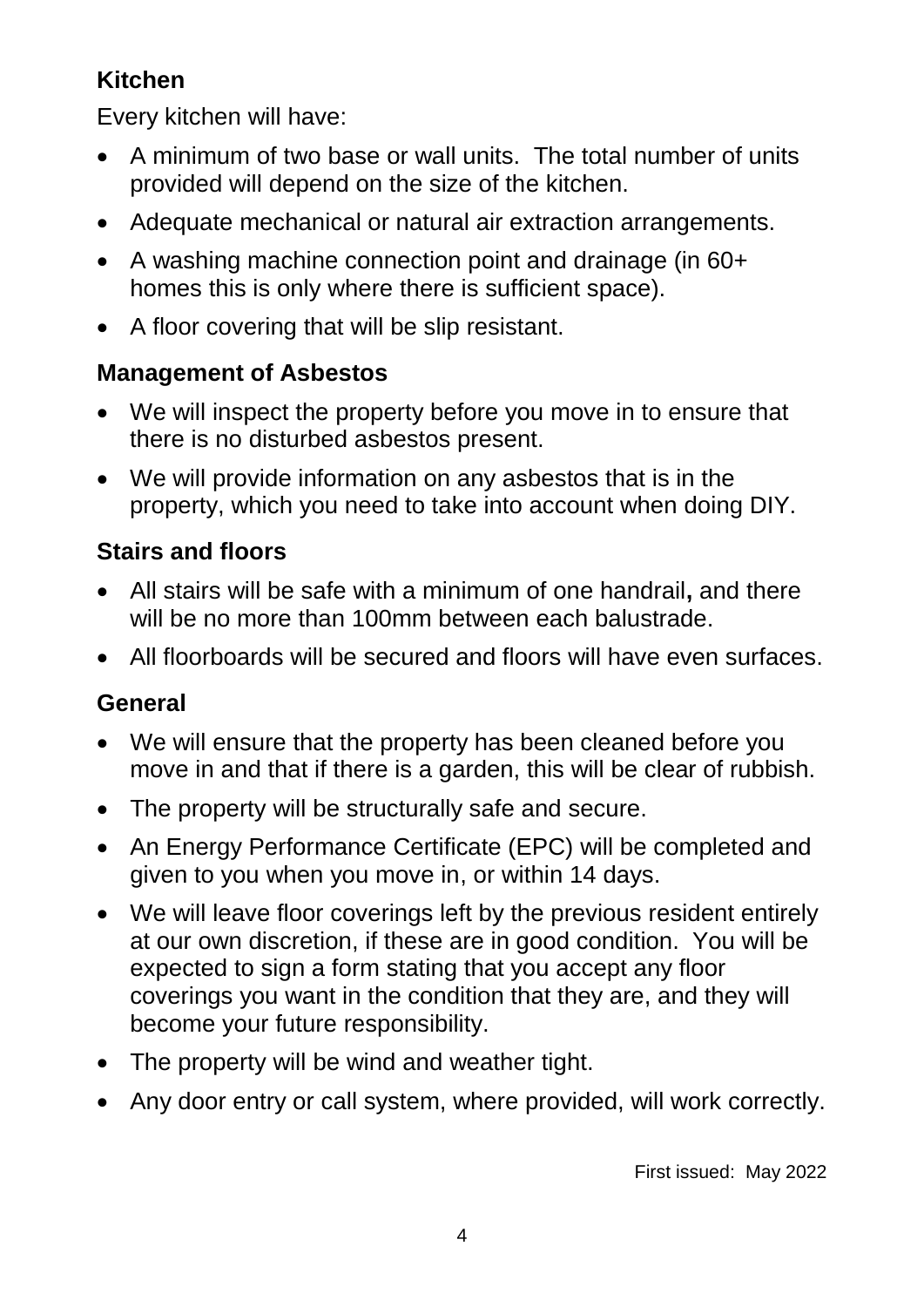### Kitchen

Every kitchen will have:

- A minimum of two base or wall units. The total number of units provided will depend on the size of the kitchen.
- Adequate mechanical or natural air extraction arrangements.
- A washing machine connection point and drainage (in 60+ homes this is only where there is sufficient space).
- A floor covering that will be slip resistant.

### Management of Asbestos

- We will inspect the property before you move in to ensure that there is no disturbed asbestos present.
- We will provide information on any asbestos that is in the property, which you need to take into account when doing DIY.

### Stairs and floors

- All stairs will be safe with a minimum of one handrail**,** and there will be no more than 100mm between each balustrade.
- All floorboards will be secured and floors will have even surfaces.

### General

- We will ensure that the property has been cleaned before you move in and that if there is a garden, this will be clear of rubbish.
- The property will be structurally safe and secure.
- An Energy Performance Certificate (EPC) will be completed and given to you when you move in, or within 14 days.
- We will leave floor coverings left by the previous resident entirely at our own discretion, if these are in good condition. You will be expected to sign a form stating that you accept any floor coverings you want in the condition that they are, and they will become your future responsibility.
- The property will be wind and weather tight.
- Any door entry or call system, where provided, will work correctly.

First issued: May 2022